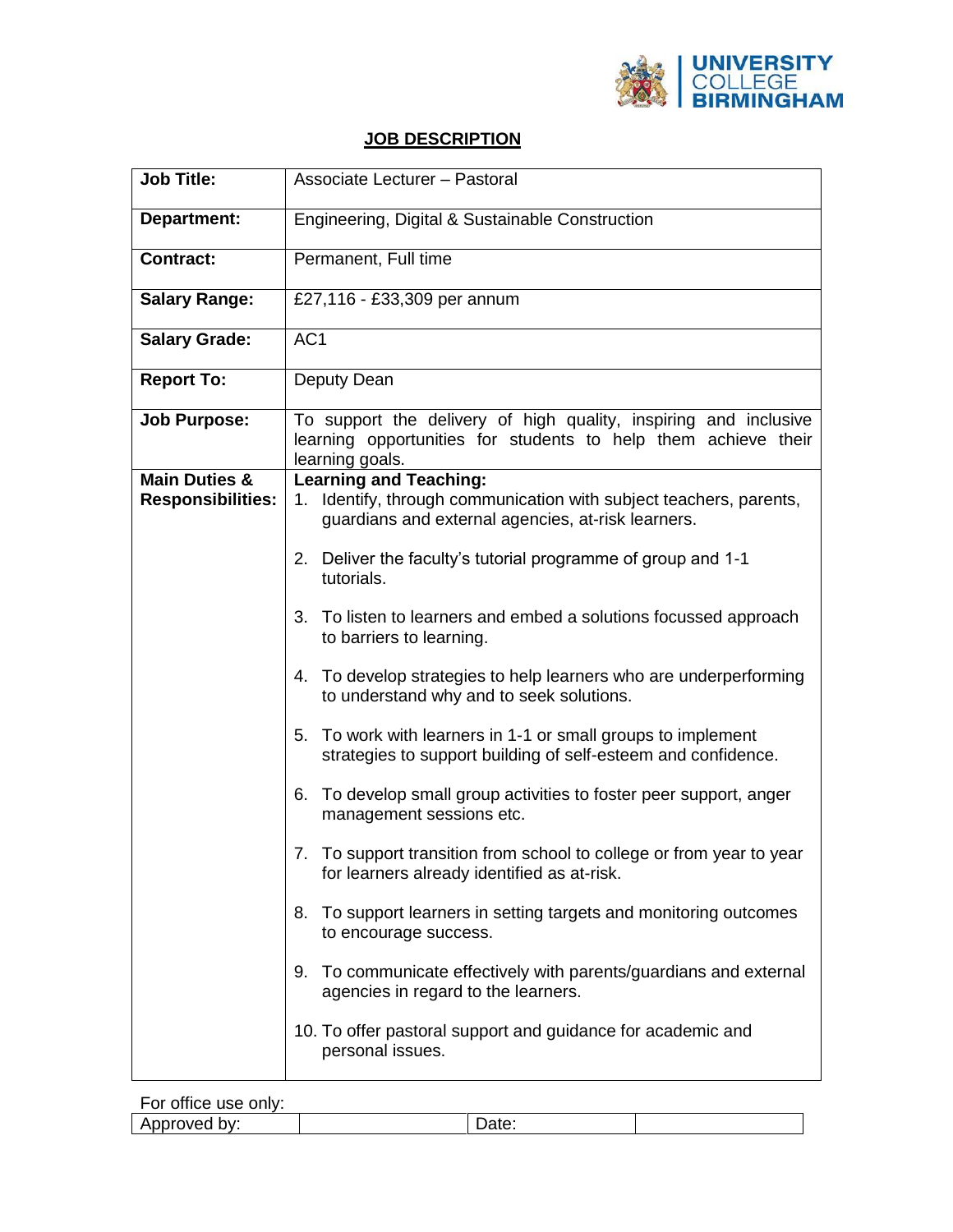UNIVERSITY COLLEGE BIRMINGHAM

# JOB DESCRIPTION

| | |
|---|---|
| **Job Title:** | Associate Lecturer – Pastoral |
| **Department:** | Engineering, Digital & Sustainable Construction |
| **Contract:** | Permanent, Full time |
| **Salary Range:** | £27,116 - £33,309 per annum |
| **Salary Grade:** | AC1 |
| **Report To:** | Deputy Dean |
| **Job Purpose:** | To support the delivery of high quality, inspiring and inclusive learning opportunities for students to help them achieve their learning goals. |
| **Main Duties & Responsibilities:** | **Learning and Teaching:**<br>1. Identify, through communication with subject teachers, parents, guardians and external agencies, at-risk learners.<br>2. Deliver the faculty's tutorial programme of group and 1-1 tutorials.<br>3. To listen to learners and embed a solutions focussed approach to barriers to learning.<br>4. To develop strategies to help learners who are underperforming to understand why and to seek solutions.<br>5. To work with learners in 1-1 or small groups to implement strategies to support building of self-esteem and confidence.<br>6. To develop small group activities to foster peer support, anger management sessions etc.<br>7. To support transition from school to college or from year to year for learners already identified as at-risk.<br>8. To support learners in setting targets and monitoring outcomes to encourage success.<br>9. To communicate effectively with parents/guardians and external agencies in regard to the learners.<br>10. To offer pastoral support and guidance for academic and personal issues. |

For office use only:

| Approved by: | | Date: | |
|---|---|---|---|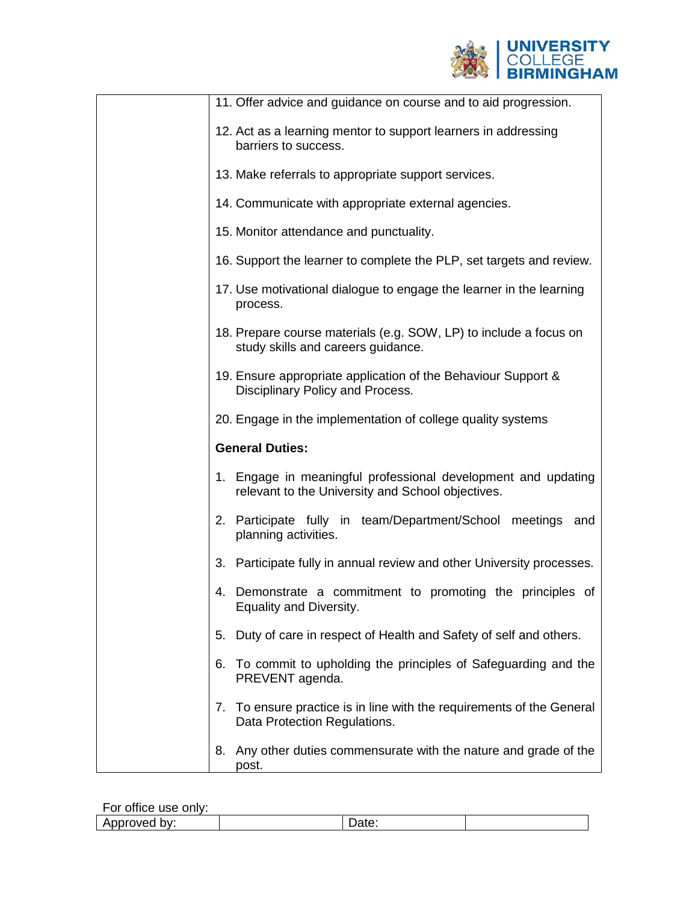| | |
|---|---|
| | 11. Offer advice and guidance on course and to aid progression.<br><br>12. Act as a learning mentor to support learners in addressing barriers to success.<br><br>13. Make referrals to appropriate support services.<br><br>14. Communicate with appropriate external agencies.<br><br>15. Monitor attendance and punctuality.<br><br>16. Support the learner to complete the PLP, set targets and review.<br><br>17. Use motivational dialogue to engage the learner in the learning process.<br><br>18. Prepare course materials (e.g. SOW, LP) to include a focus on study skills and careers guidance.<br><br>19. Ensure appropriate application of the Behaviour Support & Disciplinary Policy and Process.<br><br>20. Engage in the implementation of college quality systems<br><br>**General Duties:**<br><br>1. Engage in meaningful professional development and updating relevant to the University and School objectives.<br><br>2. Participate fully in team/Department/School meetings and planning activities.<br><br>3. Participate fully in annual review and other University processes.<br><br>4. Demonstrate a commitment to promoting the principles of Equality and Diversity.<br><br>5. Duty of care in respect of Health and Safety of self and others.<br><br>6. To commit to upholding the principles of Safeguarding and the PREVENT agenda.<br><br>7. To ensure practice is in line with the requirements of the General Data Protection Regulations.<br><br>8. Any other duties commensurate with the nature and grade of the post. |

For office use only:

| Approved by: | | Date: | |
|---|---|---|---|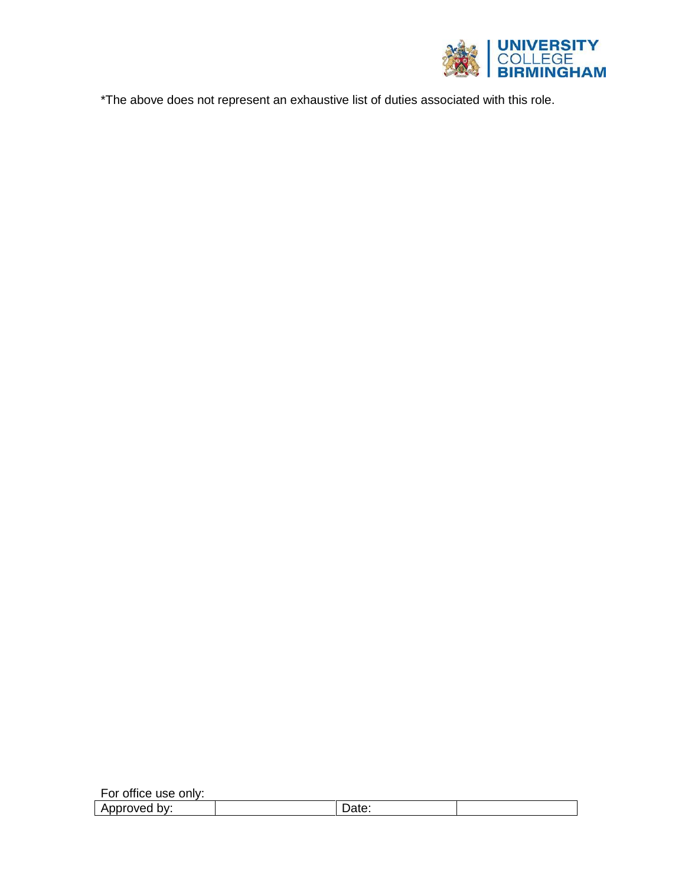*The above does not represent an exhaustive list of duties associated with this role.

For office use only:

| Approved by: | | Date: | |
|---|---|---|---|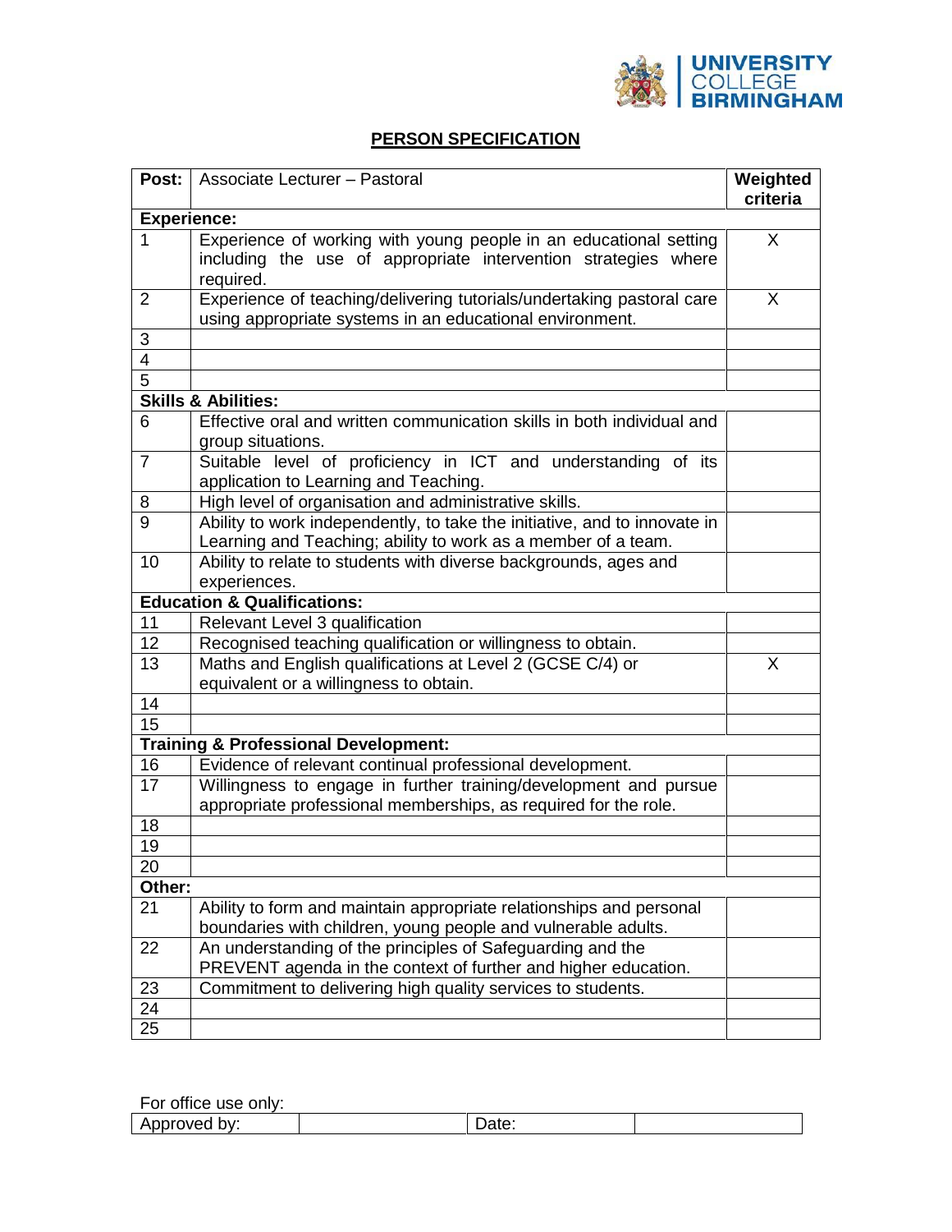UNIVERSITY COLLEGE BIRMINGHAM

## PERSON SPECIFICATION

| **Post:** | Associate Lecturer – Pastoral | **Weighted criteria** |
|---|---|---|
| **Experience:** | | |
| 1 | Experience of working with young people in an educational setting including the use of appropriate intervention strategies where required. | X |
| 2 | Experience of teaching/delivering tutorials/undertaking pastoral care using appropriate systems in an educational environment. | X |
| 3 | | |
| 4 | | |
| 5 | | |
| **Skills & Abilities:** | | |
| 6 | Effective oral and written communication skills in both individual and group situations. | |
| 7 | Suitable level of proficiency in ICT and understanding of its application to Learning and Teaching. | |
| 8 | High level of organisation and administrative skills. | |
| 9 | Ability to work independently, to take the initiative, and to innovate in Learning and Teaching; ability to work as a member of a team. | |
| 10 | Ability to relate to students with diverse backgrounds, ages and experiences. | |
| **Education & Qualifications:** | | |
| 11 | Relevant Level 3 qualification | |
| 12 | Recognised teaching qualification or willingness to obtain. | |
| 13 | Maths and English qualifications at Level 2 (GCSE C/4) or equivalent or a willingness to obtain. | X |
| 14 | | |
| 15 | | |
| **Training & Professional Development:** | | |
| 16 | Evidence of relevant continual professional development. | |
| 17 | Willingness to engage in further training/development and pursue appropriate professional memberships, as required for the role. | |
| 18 | | |
| 19 | | |
| 20 | | |
| **Other:** | | |
| 21 | Ability to form and maintain appropriate relationships and personal boundaries with children, young people and vulnerable adults. | |
| 22 | An understanding of the principles of Safeguarding and the PREVENT agenda in the context of further and higher education. | |
| 23 | Commitment to delivering high quality services to students. | |
| 24 | | |
| 25 | | |

For office use only:

| Approved by: | | Date: | |
|---|---|---|---|